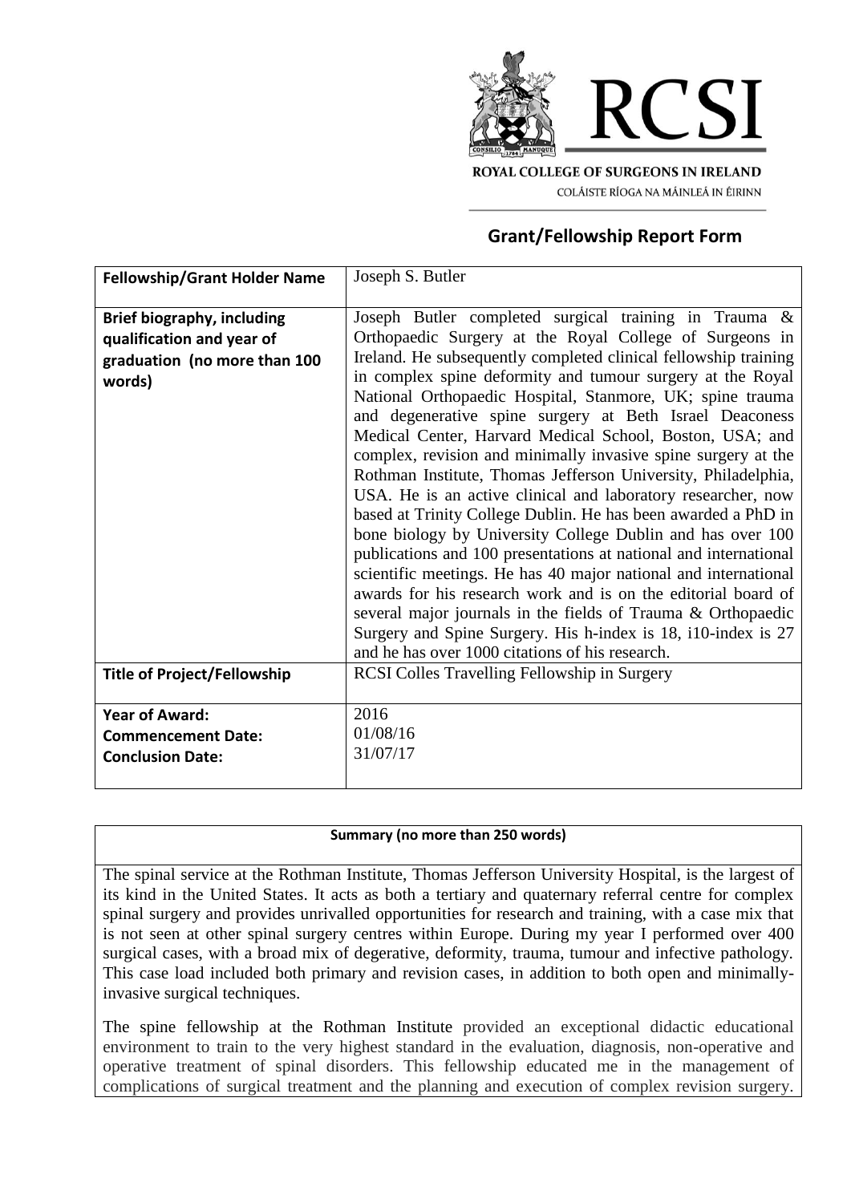ROYAL COLLEGE OF SURGEONS IN IRELAND

COLÁISTE RÍOGA NA MÁINLEÁ IN ÉIRINN

## Grant/Fellowship Report Form

| **Fellowship/Grant Holder Name** | Joseph S. Butler |
|---|---|
| **Brief biography, including qualification and year of graduation (no more than 100 words)** | Joseph Butler completed surgical training in Trauma & Orthopaedic Surgery at the Royal College of Surgeons in Ireland. He subsequently completed clinical fellowship training in complex spine deformity and tumour surgery at the Royal National Orthopaedic Hospital, Stanmore, UK; spine trauma and degenerative spine surgery at Beth Israel Deaconess Medical Center, Harvard Medical School, Boston, USA; and complex, revision and minimally invasive spine surgery at the Rothman Institute, Thomas Jefferson University, Philadelphia, USA. He is an active clinical and laboratory researcher, now based at Trinity College Dublin. He has been awarded a PhD in bone biology by University College Dublin and has over 100 publications and 100 presentations at national and international scientific meetings. He has 40 major national and international awards for his research work and is on the editorial board of several major journals in the fields of Trauma & Orthopaedic Surgery and Spine Surgery. His h-index is 18, i10-index is 27 and he has over 1000 citations of his research. |
| **Title of Project/Fellowship** | RCSI Colles Travelling Fellowship in Surgery |
| **Year of Award:**<br>**Commencement Date:**<br>**Conclusion Date:** | 2016<br>01/08/16<br>31/07/17 |

**Summary (no more than 250 words)**

The spinal service at the Rothman Institute, Thomas Jefferson University Hospital, is the largest of its kind in the United States. It acts as both a tertiary and quaternary referral centre for complex spinal surgery and provides unrivalled opportunities for research and training, with a case mix that is not seen at other spinal surgery centres within Europe. During my year I performed over 400 surgical cases, with a broad mix of degerative, deformity, trauma, tumour and infective pathology. This case load included both primary and revision cases, in addition to both open and minimally-invasive surgical techniques.

The spine fellowship at the Rothman Institute provided an exceptional didactic educational environment to train to the very highest standard in the evaluation, diagnosis, non-operative and operative treatment of spinal disorders. This fellowship educated me in the management of complications of surgical treatment and the planning and execution of complex revision surgery.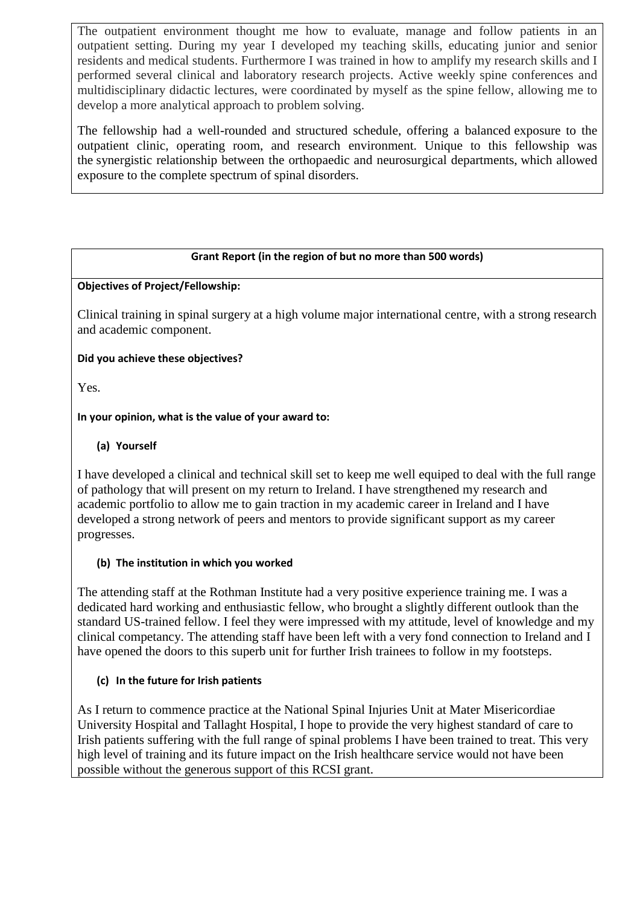The outpatient environment thought me how to evaluate, manage and follow patients in an outpatient setting. During my year I developed my teaching skills, educating junior and senior residents and medical students. Furthermore I was trained in how to amplify my research skills and I performed several clinical and laboratory research projects. Active weekly spine conferences and multidisciplinary didactic lectures, were coordinated by myself as the spine fellow, allowing me to develop a more analytical approach to problem solving.

The fellowship had a well-rounded and structured schedule, offering a balanced exposure to the outpatient clinic, operating room, and research environment. Unique to this fellowship was the synergistic relationship between the orthopaedic and neurosurgical departments, which allowed exposure to the complete spectrum of spinal disorders.

**Grant Report (in the region of but no more than 500 words)**

**Objectives of Project/Fellowship:**

Clinical training in spinal surgery at a high volume major international centre, with a strong research and academic component.

**Did you achieve these objectives?**

Yes.

**In your opinion, what is the value of your award to:**

**(a) Yourself**

I have developed a clinical and technical skill set to keep me well equiped to deal with the full range of pathology that will present on my return to Ireland. I have strengthened my research and academic portfolio to allow me to gain traction in my academic career in Ireland and I have developed a strong network of peers and mentors to provide significant support as my career progresses.

**(b) The institution in which you worked**

The attending staff at the Rothman Institute had a very positive experience training me. I was a dedicated hard working and enthusiastic fellow, who brought a slightly different outlook than the standard US-trained fellow. I feel they were impressed with my attitude, level of knowledge and my clinical competancy. The attending staff have been left with a very fond connection to Ireland and I have opened the doors to this superb unit for further Irish trainees to follow in my footsteps.

**(c) In the future for Irish patients**

As I return to commence practice at the National Spinal Injuries Unit at Mater Misericordiae University Hospital and Tallaght Hospital, I hope to provide the very highest standard of care to Irish patients suffering with the full range of spinal problems I have been trained to treat. This very high level of training and its future impact on the Irish healthcare service would not have been possible without the generous support of this RCSI grant.